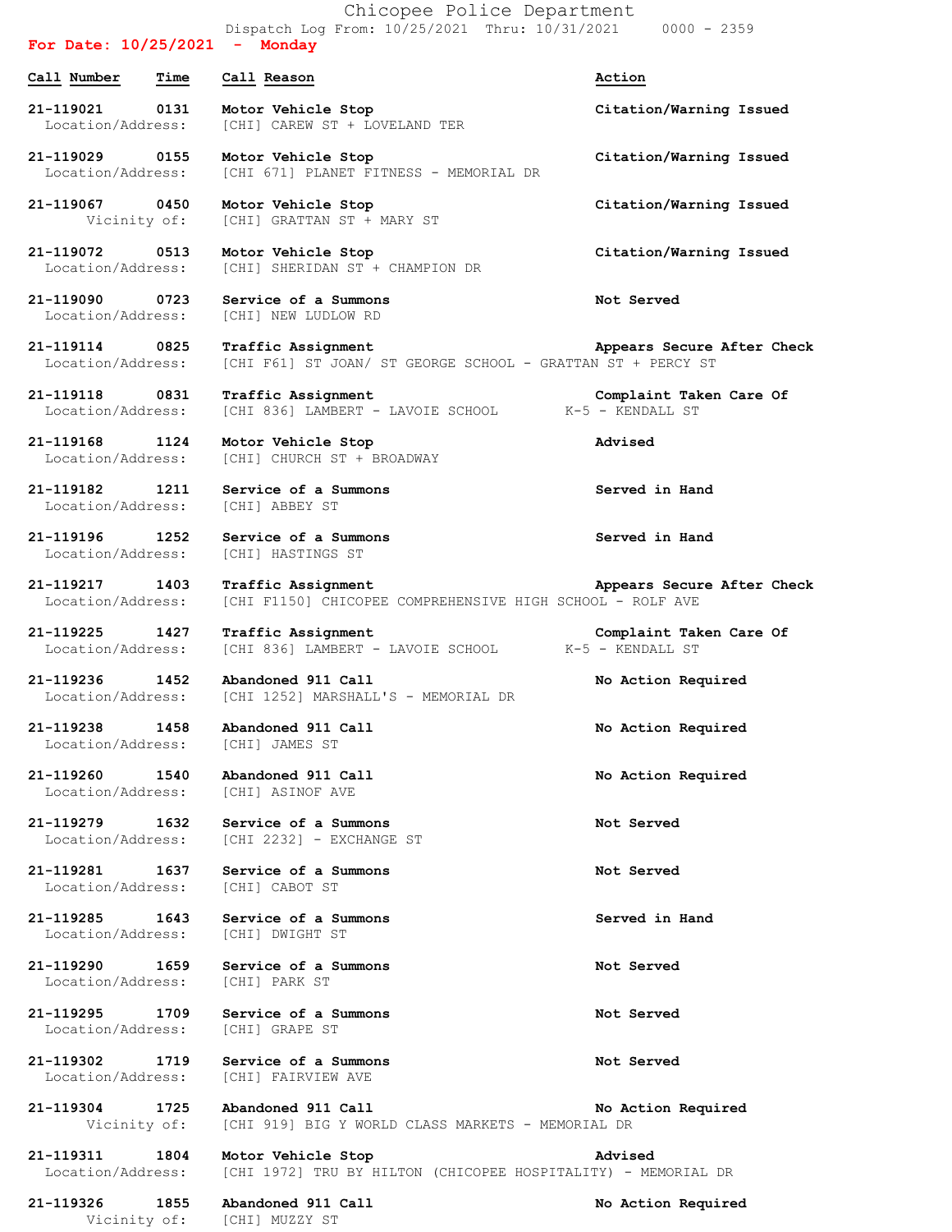# Chicopee Police Department

Dispatch Log From: 10/25/2021 Thru: 10/31/2021 0000 - 2359

**For Date: 10/25/2021 - Monday**

| Call Number | Time | Call Reason | Action |
|---|---|---|---|
| 21-119021 | 0131 | **Motor Vehicle Stop** | **Citation/Warning Issued** |
| Location/Address: | | [CHI] CAREW ST + LOVELAND TER | |
| 21-119029 | 0155 | **Motor Vehicle Stop** | **Citation/Warning Issued** |
| Location/Address: | | [CHI 671] PLANET FITNESS - MEMORIAL DR | |
| 21-119067 | 0450 | **Motor Vehicle Stop** | **Citation/Warning Issued** |
| Vicinity of: | | [CHI] GRATTAN ST + MARY ST | |
| 21-119072 | 0513 | **Motor Vehicle Stop** | **Citation/Warning Issued** |
| Location/Address: | | [CHI] SHERIDAN ST + CHAMPION DR | |
| 21-119090 | 0723 | **Service of a Summons** | **Not Served** |
| Location/Address: | | [CHI] NEW LUDLOW RD | |
| 21-119114 | 0825 | **Traffic Assignment** | **Appears Secure After Check** |
| Location/Address: | | [CHI F61] ST JOAN/ ST GEORGE SCHOOL - GRATTAN ST + PERCY ST | |
| 21-119118 | 0831 | **Traffic Assignment** | **Complaint Taken Care Of** |
| Location/Address: | | [CHI 836] LAMBERT - LAVOIE SCHOOL K-5 - KENDALL ST | |
| 21-119168 | 1124 | **Motor Vehicle Stop** | **Advised** |
| Location/Address: | | [CHI] CHURCH ST + BROADWAY | |
| 21-119182 | 1211 | **Service of a Summons** | **Served in Hand** |
| Location/Address: | | [CHI] ABBEY ST | |
| 21-119196 | 1252 | **Service of a Summons** | **Served in Hand** |
| Location/Address: | | [CHI] HASTINGS ST | |
| 21-119217 | 1403 | **Traffic Assignment** | **Appears Secure After Check** |
| Location/Address: | | [CHI F1150] CHICOPEE COMPREHENSIVE HIGH SCHOOL - ROLF AVE | |
| 21-119225 | 1427 | **Traffic Assignment** | **Complaint Taken Care Of** |
| Location/Address: | | [CHI 836] LAMBERT - LAVOIE SCHOOL K-5 - KENDALL ST | |
| 21-119236 | 1452 | **Abandoned 911 Call** | **No Action Required** |
| Location/Address: | | [CHI 1252] MARSHALL'S - MEMORIAL DR | |
| 21-119238 | 1458 | **Abandoned 911 Call** | **No Action Required** |
| Location/Address: | | [CHI] JAMES ST | |
| 21-119260 | 1540 | **Abandoned 911 Call** | **No Action Required** |
| Location/Address: | | [CHI] ASINOF AVE | |
| 21-119279 | 1632 | **Service of a Summons** | **Not Served** |
| Location/Address: | | [CHI 2232] - EXCHANGE ST | |
| 21-119281 | 1637 | **Service of a Summons** | **Not Served** |
| Location/Address: | | [CHI] CABOT ST | |
| 21-119285 | 1643 | **Service of a Summons** | **Served in Hand** |
| Location/Address: | | [CHI] DWIGHT ST | |
| 21-119290 | 1659 | **Service of a Summons** | **Not Served** |
| Location/Address: | | [CHI] PARK ST | |
| 21-119295 | 1709 | **Service of a Summons** | **Not Served** |
| Location/Address: | | [CHI] GRAPE ST | |
| 21-119302 | 1719 | **Service of a Summons** | **Not Served** |
| Location/Address: | | [CHI] FAIRVIEW AVE | |
| 21-119304 | 1725 | **Abandoned 911 Call** | **No Action Required** |
| Vicinity of: | | [CHI 919] BIG Y WORLD CLASS MARKETS - MEMORIAL DR | |
| 21-119311 | 1804 | **Motor Vehicle Stop** | **Advised** |
| Location/Address: | | [CHI 1972] TRU BY HILTON (CHICOPEE HOSPITALITY) - MEMORIAL DR | |
| 21-119326 | 1855 | **Abandoned 911 Call** | **No Action Required** |
| Vicinity of: | | [CHI] MUZZY ST | |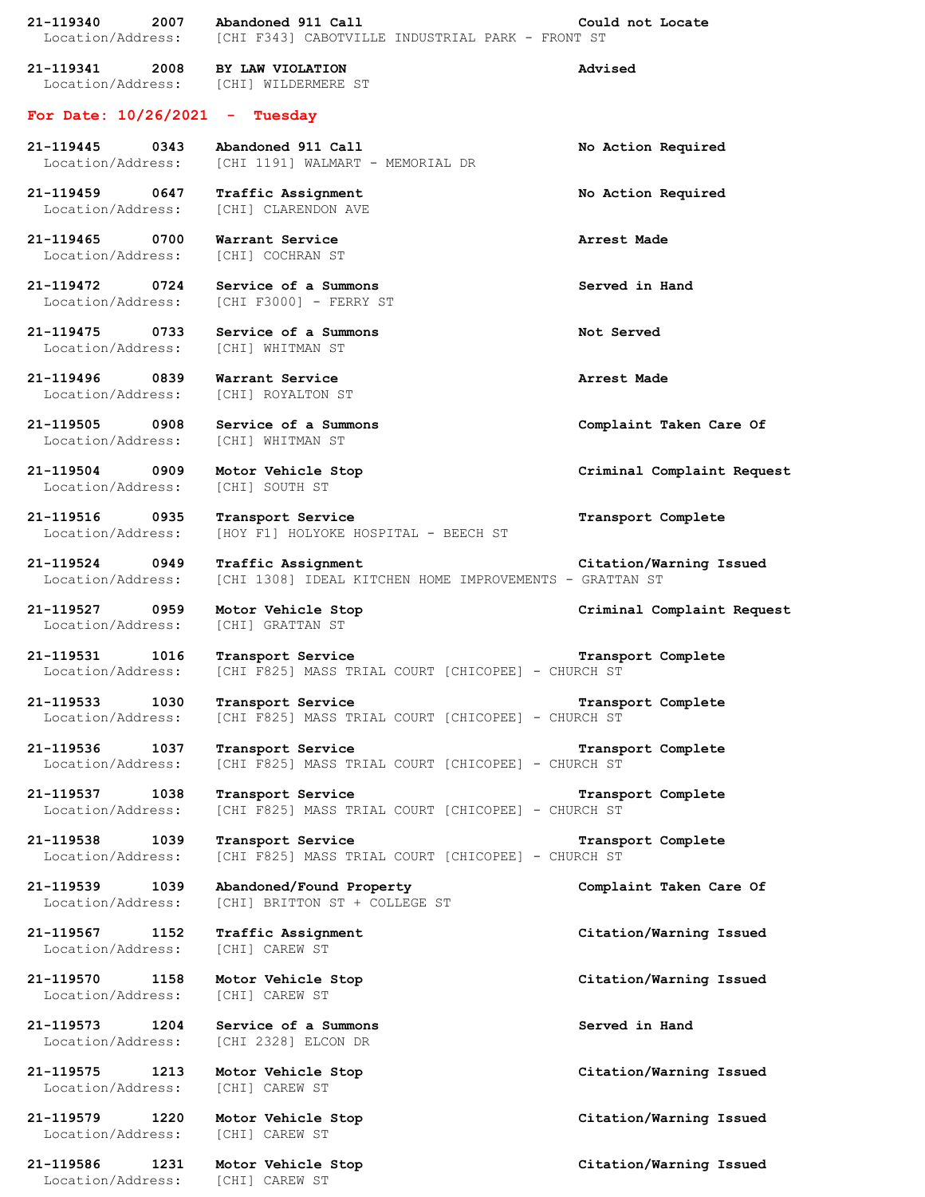**21-119340 2007 Abandoned 911 Call** **Could not Locate**
Location/Address: [CHI F343] CABOTVILLE INDUSTRIAL PARK - FRONT ST

**21-119341 2008 BY LAW VIOLATION** **Advised**
Location/Address: [CHI] WILDERMERE ST

## For Date: 10/26/2021 - Tuesday

**21-119445 0343 Abandoned 911 Call** **No Action Required**
Location/Address: [CHI 1191] WALMART - MEMORIAL DR

**21-119459 0647 Traffic Assignment** **No Action Required**
Location/Address: [CHI] CLARENDON AVE

**21-119465 0700 Warrant Service** **Arrest Made**
Location/Address: [CHI] COCHRAN ST

**21-119472 0724 Service of a Summons** **Served in Hand**
Location/Address: [CHI F3000] - FERRY ST

**21-119475 0733 Service of a Summons** **Not Served**
Location/Address: [CHI] WHITMAN ST

**21-119496 0839 Warrant Service** **Arrest Made**
Location/Address: [CHI] ROYALTON ST

**21-119505 0908 Service of a Summons** **Complaint Taken Care Of**
Location/Address: [CHI] WHITMAN ST

**21-119504 0909 Motor Vehicle Stop** **Criminal Complaint Request**
Location/Address: [CHI] SOUTH ST

**21-119516 0935 Transport Service** **Transport Complete**
Location/Address: [HOY F1] HOLYOKE HOSPITAL - BEECH ST

**21-119524 0949 Traffic Assignment** **Citation/Warning Issued**
Location/Address: [CHI 1308] IDEAL KITCHEN HOME IMPROVEMENTS - GRATTAN ST

**21-119527 0959 Motor Vehicle Stop** **Criminal Complaint Request**
Location/Address: [CHI] GRATTAN ST

**21-119531 1016 Transport Service** **Transport Complete**
Location/Address: [CHI F825] MASS TRIAL COURT [CHICOPEE] - CHURCH ST

**21-119533 1030 Transport Service** **Transport Complete**
Location/Address: [CHI F825] MASS TRIAL COURT [CHICOPEE] - CHURCH ST

**21-119536 1037 Transport Service** **Transport Complete**
Location/Address: [CHI F825] MASS TRIAL COURT [CHICOPEE] - CHURCH ST

**21-119537 1038 Transport Service** **Transport Complete**
Location/Address: [CHI F825] MASS TRIAL COURT [CHICOPEE] - CHURCH ST

**21-119538 1039 Transport Service** **Transport Complete**
Location/Address: [CHI F825] MASS TRIAL COURT [CHICOPEE] - CHURCH ST

**21-119539 1039 Abandoned/Found Property** **Complaint Taken Care Of**
Location/Address: [CHI] BRITTON ST + COLLEGE ST

**21-119567 1152 Traffic Assignment** **Citation/Warning Issued**
Location/Address: [CHI] CAREW ST

**21-119570 1158 Motor Vehicle Stop** **Citation/Warning Issued**
Location/Address: [CHI] CAREW ST

**21-119573 1204 Service of a Summons** **Served in Hand**
Location/Address: [CHI 2328] ELCON DR

**21-119575 1213 Motor Vehicle Stop** **Citation/Warning Issued**
Location/Address: [CHI] CAREW ST

**21-119579 1220 Motor Vehicle Stop** **Citation/Warning Issued**
Location/Address: [CHI] CAREW ST

**21-119586 1231 Motor Vehicle Stop** **Citation/Warning Issued**
Location/Address: [CHI] CAREW ST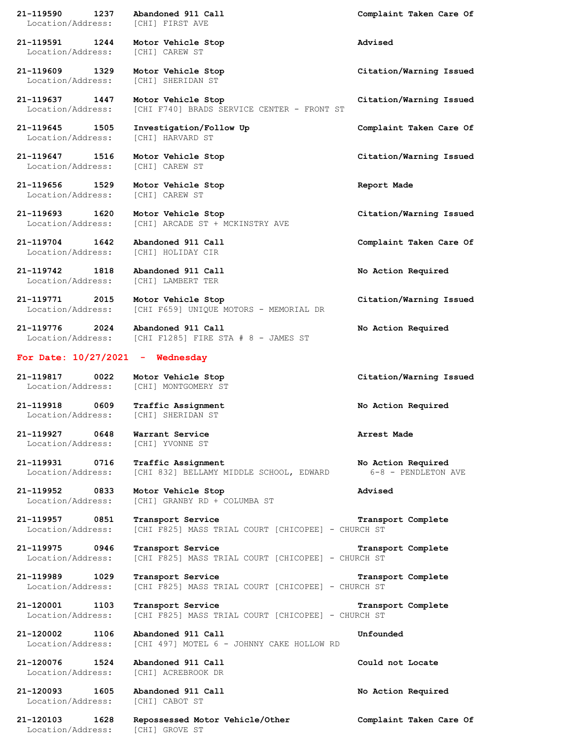**21-119590 1237 Abandoned 911 Call Complaint Taken Care Of**
Location/Address: [CHI] FIRST AVE

**21-119591 1244 Motor Vehicle Stop Advised**
Location/Address: [CHI] CAREW ST

**21-119609 1329 Motor Vehicle Stop Citation/Warning Issued**
Location/Address: [CHI] SHERIDAN ST

**21-119637 1447 Motor Vehicle Stop Citation/Warning Issued**
Location/Address: [CHI F740] BRADS SERVICE CENTER - FRONT ST

**21-119645 1505 Investigation/Follow Up Complaint Taken Care Of**
Location/Address: [CHI] HARVARD ST

**21-119647 1516 Motor Vehicle Stop Citation/Warning Issued**
Location/Address: [CHI] CAREW ST

**21-119656 1529 Motor Vehicle Stop Report Made**
Location/Address: [CHI] CAREW ST

**21-119693 1620 Motor Vehicle Stop Citation/Warning Issued**
Location/Address: [CHI] ARCADE ST + MCKINSTRY AVE

**21-119704 1642 Abandoned 911 Call Complaint Taken Care Of**
Location/Address: [CHI] HOLIDAY CIR

**21-119742 1818 Abandoned 911 Call No Action Required**
Location/Address: [CHI] LAMBERT TER

**21-119771 2015 Motor Vehicle Stop Citation/Warning Issued**
Location/Address: [CHI F659] UNIQUE MOTORS - MEMORIAL DR

**21-119776 2024 Abandoned 911 Call No Action Required**
Location/Address: [CHI F1285] FIRE STA # 8 - JAMES ST

## For Date: 10/27/2021 - Wednesday

**21-119817 0022 Motor Vehicle Stop Citation/Warning Issued**
Location/Address: [CHI] MONTGOMERY ST

**21-119918 0609 Traffic Assignment No Action Required**
Location/Address: [CHI] SHERIDAN ST

**21-119927 0648 Warrant Service Arrest Made**
Location/Address: [CHI] YVONNE ST

**21-119931 0716 Traffic Assignment No Action Required**
Location/Address: [CHI 832] BELLAMY MIDDLE SCHOOL, EDWARD 6-8 - PENDLETON AVE

**21-119952 0833 Motor Vehicle Stop Advised**
Location/Address: [CHI] GRANBY RD + COLUMBA ST

**21-119957 0851 Transport Service Transport Complete**
Location/Address: [CHI F825] MASS TRIAL COURT [CHICOPEE] - CHURCH ST

**21-119975 0946 Transport Service Transport Complete**
Location/Address: [CHI F825] MASS TRIAL COURT [CHICOPEE] - CHURCH ST

**21-119989 1029 Transport Service Transport Complete**
Location/Address: [CHI F825] MASS TRIAL COURT [CHICOPEE] - CHURCH ST

**21-120001 1103 Transport Service Transport Complete**
Location/Address: [CHI F825] MASS TRIAL COURT [CHICOPEE] - CHURCH ST

**21-120002 1106 Abandoned 911 Call Unfounded**
Location/Address: [CHI 497] MOTEL 6 - JOHNNY CAKE HOLLOW RD

**21-120076 1524 Abandoned 911 Call Could not Locate**
Location/Address: [CHI] ACREBROOK DR

**21-120093 1605 Abandoned 911 Call No Action Required**
Location/Address: [CHI] CABOT ST

**21-120103 1628 Repossessed Motor Vehicle/Other Complaint Taken Care Of**
Location/Address: [CHI] GROVE ST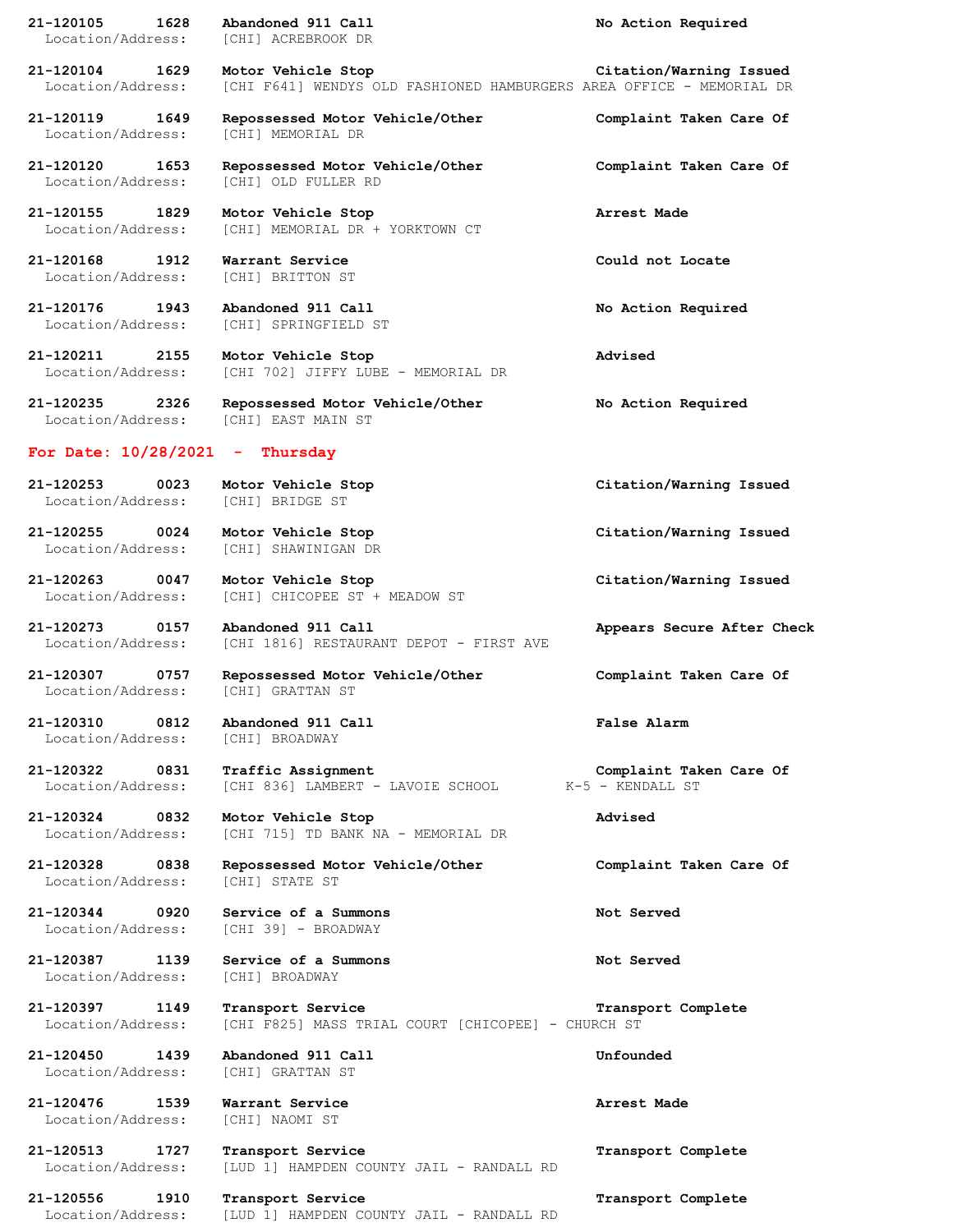**21-120105 1628 Abandoned 911 Call** **No Action Required**
Location/Address: [CHI] ACREBROOK DR

**21-120104 1629 Motor Vehicle Stop** **Citation/Warning Issued**
Location/Address: [CHI F641] WENDYS OLD FASHIONED HAMBURGERS AREA OFFICE - MEMORIAL DR

**21-120119 1649 Repossessed Motor Vehicle/Other** **Complaint Taken Care Of**
Location/Address: [CHI] MEMORIAL DR

**21-120120 1653 Repossessed Motor Vehicle/Other** **Complaint Taken Care Of**
Location/Address: [CHI] OLD FULLER RD

**21-120155 1829 Motor Vehicle Stop** **Arrest Made**
Location/Address: [CHI] MEMORIAL DR + YORKTOWN CT

**21-120168 1912 Warrant Service** **Could not Locate**
Location/Address: [CHI] BRITTON ST

**21-120176 1943 Abandoned 911 Call** **No Action Required**
Location/Address: [CHI] SPRINGFIELD ST

**21-120211 2155 Motor Vehicle Stop** **Advised**
Location/Address: [CHI 702] JIFFY LUBE - MEMORIAL DR

**21-120235 2326 Repossessed Motor Vehicle/Other** **No Action Required**
Location/Address: [CHI] EAST MAIN ST

## For Date: 10/28/2021 - Thursday

**21-120253 0023 Motor Vehicle Stop** **Citation/Warning Issued**
Location/Address: [CHI] BRIDGE ST

**21-120255 0024 Motor Vehicle Stop** **Citation/Warning Issued**
Location/Address: [CHI] SHAWINIGAN DR

**21-120263 0047 Motor Vehicle Stop** **Citation/Warning Issued**
Location/Address: [CHI] CHICOPEE ST + MEADOW ST

**21-120273 0157 Abandoned 911 Call** **Appears Secure After Check**
Location/Address: [CHI 1816] RESTAURANT DEPOT - FIRST AVE

**21-120307 0757 Repossessed Motor Vehicle/Other** **Complaint Taken Care Of**
Location/Address: [CHI] GRATTAN ST

**21-120310 0812 Abandoned 911 Call** **False Alarm**
Location/Address: [CHI] BROADWAY

**21-120322 0831 Traffic Assignment** **Complaint Taken Care Of**
Location/Address: [CHI 836] LAMBERT - LAVOIE SCHOOL K-5 - KENDALL ST

**21-120324 0832 Motor Vehicle Stop** **Advised**
Location/Address: [CHI 715] TD BANK NA - MEMORIAL DR

**21-120328 0838 Repossessed Motor Vehicle/Other** **Complaint Taken Care Of**
Location/Address: [CHI] STATE ST

**21-120344 0920 Service of a Summons** **Not Served**
Location/Address: [CHI 39] - BROADWAY

**21-120387 1139 Service of a Summons** **Not Served**
Location/Address: [CHI] BROADWAY

**21-120397 1149 Transport Service** **Transport Complete**
Location/Address: [CHI F825] MASS TRIAL COURT [CHICOPEE] - CHURCH ST

**21-120450 1439 Abandoned 911 Call** **Unfounded**
Location/Address: [CHI] GRATTAN ST

**21-120476 1539 Warrant Service** **Arrest Made**
Location/Address: [CHI] NAOMI ST

**21-120513 1727 Transport Service** **Transport Complete**
Location/Address: [LUD 1] HAMPDEN COUNTY JAIL - RANDALL RD

**21-120556 1910 Transport Service** **Transport Complete**
Location/Address: [LUD 1] HAMPDEN COUNTY JAIL - RANDALL RD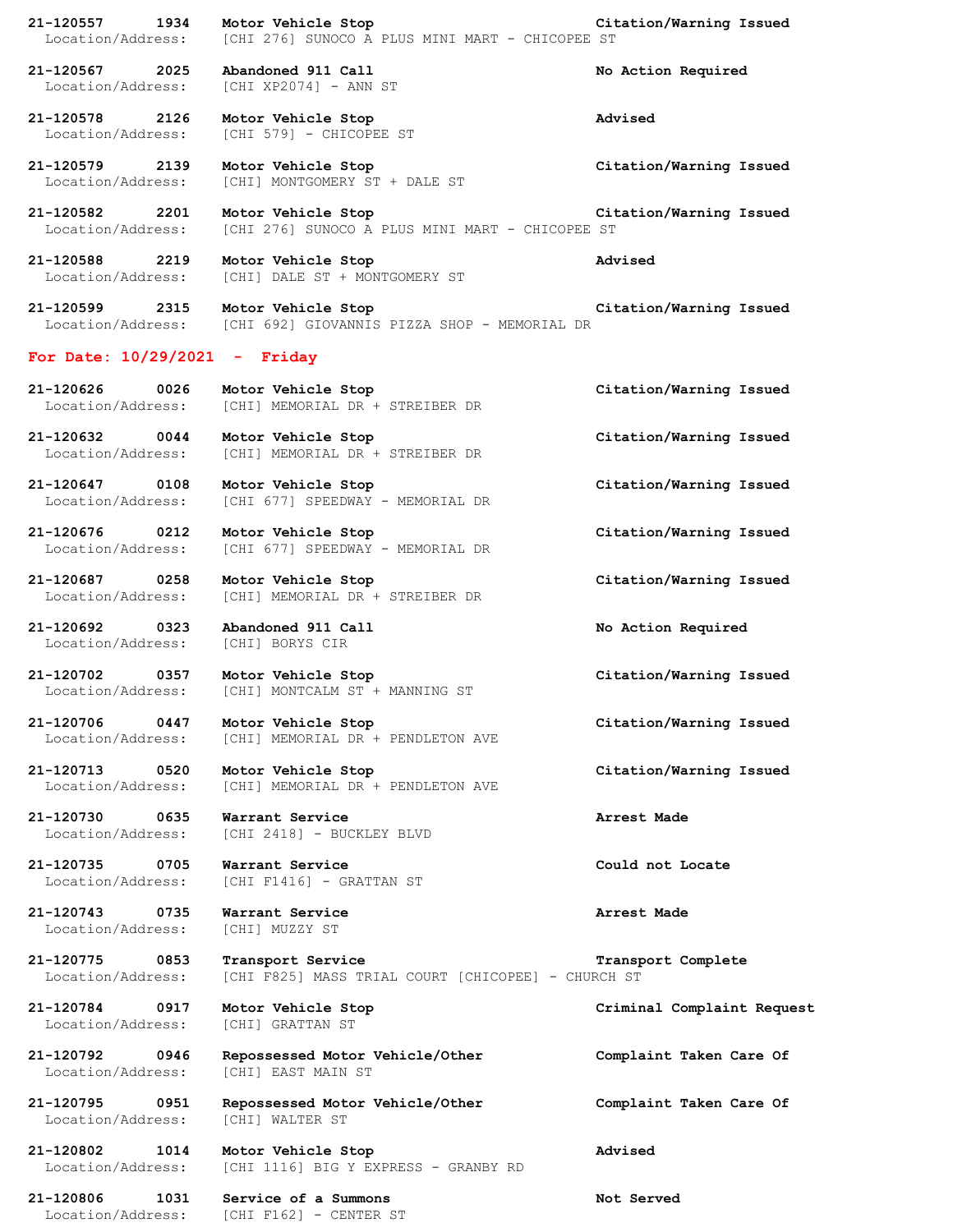**21-120557 1934 Motor Vehicle Stop** **Citation/Warning Issued**
Location/Address: [CHI 276] SUNOCO A PLUS MINI MART - CHICOPEE ST

**21-120567 2025 Abandoned 911 Call** **No Action Required**
Location/Address: [CHI XP2074] - ANN ST

**21-120578 2126 Motor Vehicle Stop** **Advised**
Location/Address: [CHI 579] - CHICOPEE ST

**21-120579 2139 Motor Vehicle Stop** **Citation/Warning Issued**
Location/Address: [CHI] MONTGOMERY ST + DALE ST

**21-120582 2201 Motor Vehicle Stop** **Citation/Warning Issued**
Location/Address: [CHI 276] SUNOCO A PLUS MINI MART - CHICOPEE ST

**21-120588 2219 Motor Vehicle Stop** **Advised**
Location/Address: [CHI] DALE ST + MONTGOMERY ST

**21-120599 2315 Motor Vehicle Stop** **Citation/Warning Issued**
Location/Address: [CHI 692] GIOVANNIS PIZZA SHOP - MEMORIAL DR

## For Date: 10/29/2021 - Friday

**21-120626 0026 Motor Vehicle Stop** **Citation/Warning Issued**
Location/Address: [CHI] MEMORIAL DR + STREIBER DR

**21-120632 0044 Motor Vehicle Stop** **Citation/Warning Issued**
Location/Address: [CHI] MEMORIAL DR + STREIBER DR

**21-120647 0108 Motor Vehicle Stop** **Citation/Warning Issued**
Location/Address: [CHI 677] SPEEDWAY - MEMORIAL DR

**21-120676 0212 Motor Vehicle Stop** **Citation/Warning Issued**
Location/Address: [CHI 677] SPEEDWAY - MEMORIAL DR

**21-120687 0258 Motor Vehicle Stop** **Citation/Warning Issued**
Location/Address: [CHI] MEMORIAL DR + STREIBER DR

**21-120692 0323 Abandoned 911 Call** **No Action Required**
Location/Address: [CHI] BORYS CIR

**21-120702 0357 Motor Vehicle Stop** **Citation/Warning Issued**
Location/Address: [CHI] MONTCALM ST + MANNING ST

**21-120706 0447 Motor Vehicle Stop** **Citation/Warning Issued**
Location/Address: [CHI] MEMORIAL DR + PENDLETON AVE

**21-120713 0520 Motor Vehicle Stop** **Citation/Warning Issued**
Location/Address: [CHI] MEMORIAL DR + PENDLETON AVE

**21-120730 0635 Warrant Service** **Arrest Made**
Location/Address: [CHI 2418] - BUCKLEY BLVD

**21-120735 0705 Warrant Service** **Could not Locate**
Location/Address: [CHI F1416] - GRATTAN ST

**21-120743 0735 Warrant Service** **Arrest Made**
Location/Address: [CHI] MUZZY ST

**21-120775 0853 Transport Service** **Transport Complete**
Location/Address: [CHI F825] MASS TRIAL COURT [CHICOPEE] - CHURCH ST

**21-120784 0917 Motor Vehicle Stop** **Criminal Complaint Request**
Location/Address: [CHI] GRATTAN ST

**21-120792 0946 Repossessed Motor Vehicle/Other** **Complaint Taken Care Of**
Location/Address: [CHI] EAST MAIN ST

**21-120795 0951 Repossessed Motor Vehicle/Other** **Complaint Taken Care Of**
Location/Address: [CHI] WALTER ST

**21-120802 1014 Motor Vehicle Stop** **Advised**
Location/Address: [CHI 1116] BIG Y EXPRESS - GRANBY RD

**21-120806 1031 Service of a Summons** **Not Served**
Location/Address: [CHI F162] - CENTER ST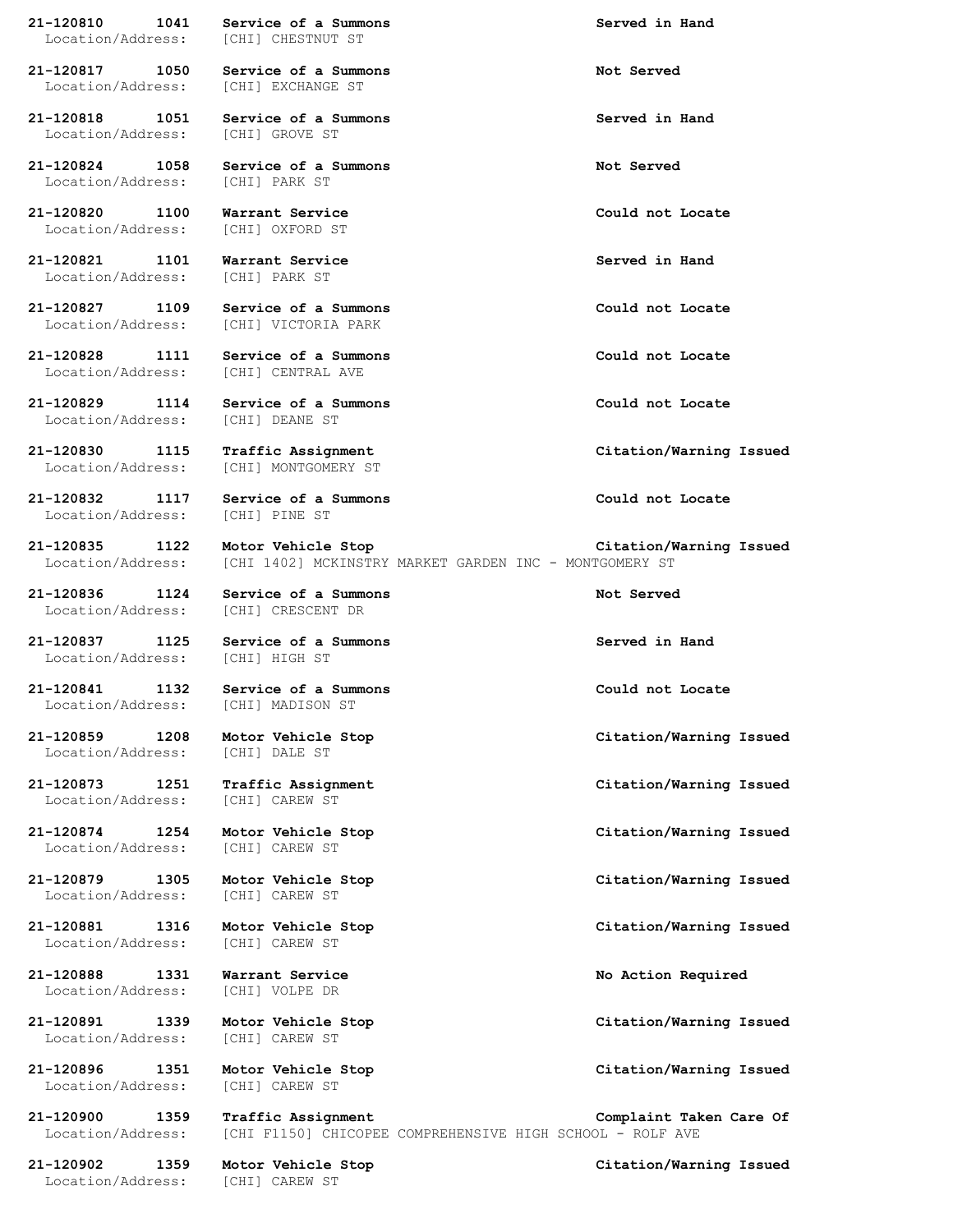**21-120810 1041 Service of a Summons Served in Hand**
Location/Address: [CHI] CHESTNUT ST

**21-120817 1050 Service of a Summons Not Served**
Location/Address: [CHI] EXCHANGE ST

**21-120818 1051 Service of a Summons Served in Hand**
Location/Address: [CHI] GROVE ST

**21-120824 1058 Service of a Summons Not Served**
Location/Address: [CHI] PARK ST

**21-120820 1100 Warrant Service Could not Locate**
Location/Address: [CHI] OXFORD ST

**21-120821 1101 Warrant Service Served in Hand**
Location/Address: [CHI] PARK ST

**21-120827 1109 Service of a Summons Could not Locate**
Location/Address: [CHI] VICTORIA PARK

**21-120828 1111 Service of a Summons Could not Locate**
Location/Address: [CHI] CENTRAL AVE

**21-120829 1114 Service of a Summons Could not Locate**
Location/Address: [CHI] DEANE ST

**21-120830 1115 Traffic Assignment Citation/Warning Issued**
Location/Address: [CHI] MONTGOMERY ST

**21-120832 1117 Service of a Summons Could not Locate**
Location/Address: [CHI] PINE ST

**21-120835 1122 Motor Vehicle Stop Citation/Warning Issued**
Location/Address: [CHI 1402] MCKINSTRY MARKET GARDEN INC - MONTGOMERY ST

**21-120836 1124 Service of a Summons Not Served**
Location/Address: [CHI] CRESCENT DR

**21-120837 1125 Service of a Summons Served in Hand**
Location/Address: [CHI] HIGH ST

**21-120841 1132 Service of a Summons Could not Locate**
Location/Address: [CHI] MADISON ST

**21-120859 1208 Motor Vehicle Stop Citation/Warning Issued**
Location/Address: [CHI] DALE ST

**21-120873 1251 Traffic Assignment Citation/Warning Issued**
Location/Address: [CHI] CAREW ST

**21-120874 1254 Motor Vehicle Stop Citation/Warning Issued**
Location/Address: [CHI] CAREW ST

**21-120879 1305 Motor Vehicle Stop Citation/Warning Issued**
Location/Address: [CHI] CAREW ST

**21-120881 1316 Motor Vehicle Stop Citation/Warning Issued**
Location/Address: [CHI] CAREW ST

**21-120888 1331 Warrant Service No Action Required**
Location/Address: [CHI] VOLPE DR

**21-120891 1339 Motor Vehicle Stop Citation/Warning Issued**
Location/Address: [CHI] CAREW ST

**21-120896 1351 Motor Vehicle Stop Citation/Warning Issued**
Location/Address: [CHI] CAREW ST

**21-120900 1359 Traffic Assignment Complaint Taken Care Of**
Location/Address: [CHI F1150] CHICOPEE COMPREHENSIVE HIGH SCHOOL - ROLF AVE

**21-120902 1359 Motor Vehicle Stop Citation/Warning Issued**
Location/Address: [CHI] CAREW ST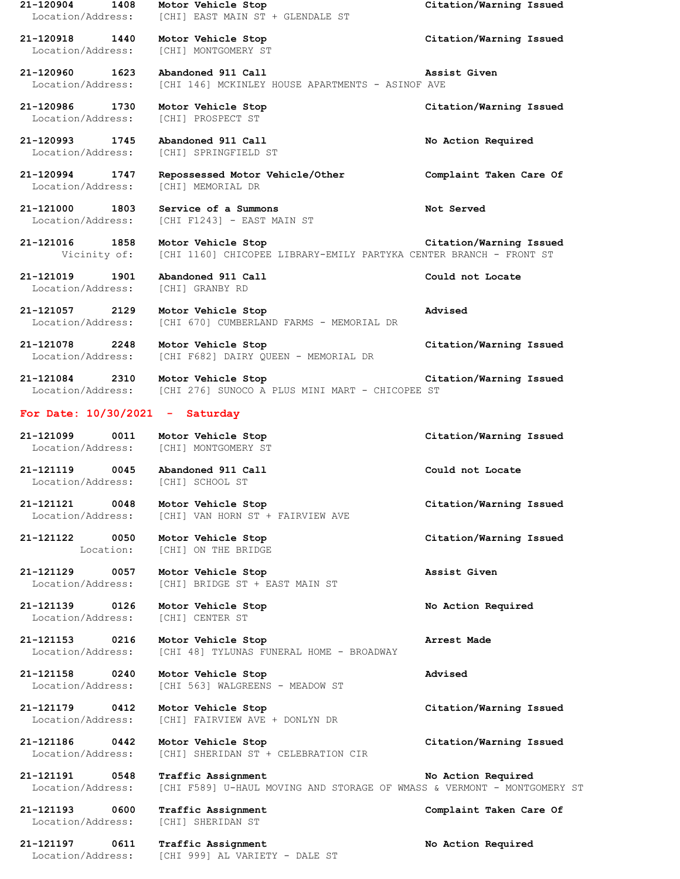**21-120904 1408 Motor Vehicle Stop** **Citation/Warning Issued**
Location/Address: [CHI] EAST MAIN ST + GLENDALE ST

**21-120918 1440 Motor Vehicle Stop** **Citation/Warning Issued**
Location/Address: [CHI] MONTGOMERY ST

**21-120960 1623 Abandoned 911 Call** **Assist Given**
Location/Address: [CHI 146] MCKINLEY HOUSE APARTMENTS - ASINOF AVE

**21-120986 1730 Motor Vehicle Stop** **Citation/Warning Issued**
Location/Address: [CHI] PROSPECT ST

**21-120993 1745 Abandoned 911 Call** **No Action Required**
Location/Address: [CHI] SPRINGFIELD ST

**21-120994 1747 Repossessed Motor Vehicle/Other** **Complaint Taken Care Of**
Location/Address: [CHI] MEMORIAL DR

**21-121000 1803 Service of a Summons** **Not Served**
Location/Address: [CHI F1243] - EAST MAIN ST

**21-121016 1858 Motor Vehicle Stop** **Citation/Warning Issued**
Vicinity of: [CHI 1160] CHICOPEE LIBRARY-EMILY PARTYKA CENTER BRANCH - FRONT ST

**21-121019 1901 Abandoned 911 Call** **Could not Locate**
Location/Address: [CHI] GRANBY RD

**21-121057 2129 Motor Vehicle Stop** **Advised**
Location/Address: [CHI 670] CUMBERLAND FARMS - MEMORIAL DR

**21-121078 2248 Motor Vehicle Stop** **Citation/Warning Issued**
Location/Address: [CHI F682] DAIRY QUEEN - MEMORIAL DR

**21-121084 2310 Motor Vehicle Stop** **Citation/Warning Issued**
Location/Address: [CHI 276] SUNOCO A PLUS MINI MART - CHICOPEE ST

## For Date: 10/30/2021 - Saturday

**21-121099 0011 Motor Vehicle Stop** **Citation/Warning Issued**
Location/Address: [CHI] MONTGOMERY ST

**21-121119 0045 Abandoned 911 Call** **Could not Locate**
Location/Address: [CHI] SCHOOL ST

**21-121121 0048 Motor Vehicle Stop** **Citation/Warning Issued**
Location/Address: [CHI] VAN HORN ST + FAIRVIEW AVE

**21-121122 0050 Motor Vehicle Stop** **Citation/Warning Issued**
Location: [CHI] ON THE BRIDGE

**21-121129 0057 Motor Vehicle Stop** **Assist Given**
Location/Address: [CHI] BRIDGE ST + EAST MAIN ST

**21-121139 0126 Motor Vehicle Stop** **No Action Required**
Location/Address: [CHI] CENTER ST

**21-121153 0216 Motor Vehicle Stop** **Arrest Made**
Location/Address: [CHI 48] TYLUNAS FUNERAL HOME - BROADWAY

**21-121158 0240 Motor Vehicle Stop** **Advised**
Location/Address: [CHI 563] WALGREENS - MEADOW ST

**21-121179 0412 Motor Vehicle Stop** **Citation/Warning Issued**
Location/Address: [CHI] FAIRVIEW AVE + DONLYN DR

**21-121186 0442 Motor Vehicle Stop** **Citation/Warning Issued**
Location/Address: [CHI] SHERIDAN ST + CELEBRATION CIR

**21-121191 0548 Traffic Assignment** **No Action Required**
Location/Address: [CHI F589] U-HAUL MOVING AND STORAGE OF WMASS & VERMONT - MONTGOMERY ST

**21-121193 0600 Traffic Assignment** **Complaint Taken Care Of**
Location/Address: [CHI] SHERIDAN ST

**21-121197 0611 Traffic Assignment** **No Action Required**
Location/Address: [CHI 999] AL VARIETY - DALE ST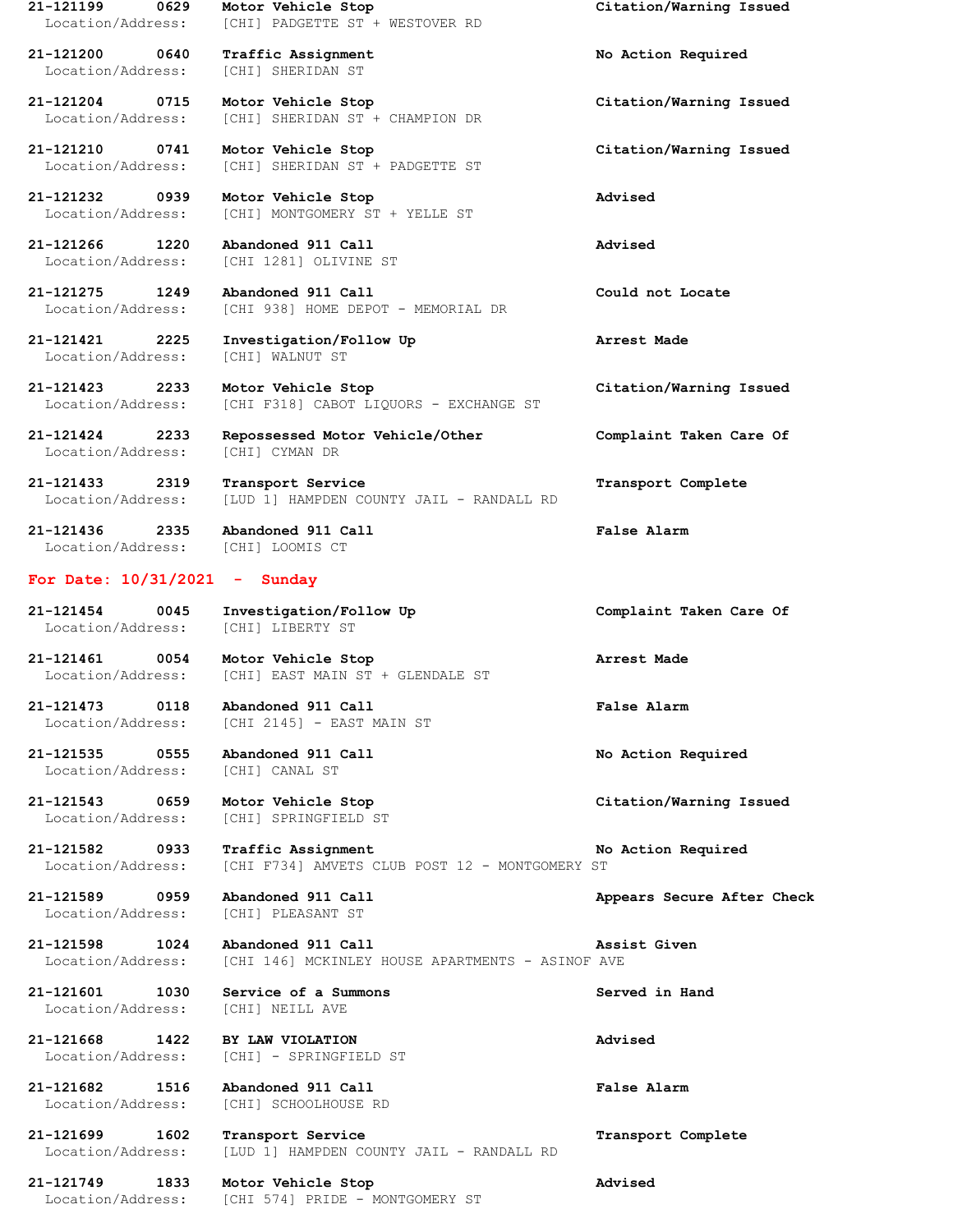21-121199 0629 **Motor Vehicle Stop** **Citation/Warning Issued**
Location/Address: [CHI] PADGETTE ST + WESTOVER RD

21-121200 0640 **Traffic Assignment** **No Action Required**
Location/Address: [CHI] SHERIDAN ST

21-121204 0715 **Motor Vehicle Stop** **Citation/Warning Issued**
Location/Address: [CHI] SHERIDAN ST + CHAMPION DR

21-121210 0741 **Motor Vehicle Stop** **Citation/Warning Issued**
Location/Address: [CHI] SHERIDAN ST + PADGETTE ST

21-121232 0939 **Motor Vehicle Stop** **Advised**
Location/Address: [CHI] MONTGOMERY ST + YELLE ST

21-121266 1220 **Abandoned 911 Call** **Advised**
Location/Address: [CHI 1281] OLIVINE ST

21-121275 1249 **Abandoned 911 Call** **Could not Locate**
Location/Address: [CHI 938] HOME DEPOT - MEMORIAL DR

21-121421 2225 **Investigation/Follow Up** **Arrest Made**
Location/Address: [CHI] WALNUT ST

21-121423 2233 **Motor Vehicle Stop** **Citation/Warning Issued**
Location/Address: [CHI F318] CABOT LIQUORS - EXCHANGE ST

21-121424 2233 **Repossessed Motor Vehicle/Other** **Complaint Taken Care Of**
Location/Address: [CHI] CYMAN DR

21-121433 2319 **Transport Service** **Transport Complete**
Location/Address: [LUD 1] HAMPDEN COUNTY JAIL - RANDALL RD

21-121436 2335 **Abandoned 911 Call** **False Alarm**
Location/Address: [CHI] LOOMIS CT

## For Date: 10/31/2021 - Sunday

21-121454 0045 **Investigation/Follow Up** **Complaint Taken Care Of**
Location/Address: [CHI] LIBERTY ST

21-121461 0054 **Motor Vehicle Stop** **Arrest Made**
Location/Address: [CHI] EAST MAIN ST + GLENDALE ST

21-121473 0118 **Abandoned 911 Call** **False Alarm**
Location/Address: [CHI 2145] - EAST MAIN ST

21-121535 0555 **Abandoned 911 Call** **No Action Required**
Location/Address: [CHI] CANAL ST

21-121543 0659 **Motor Vehicle Stop** **Citation/Warning Issued**
Location/Address: [CHI] SPRINGFIELD ST

21-121582 0933 **Traffic Assignment** **No Action Required**
Location/Address: [CHI F734] AMVETS CLUB POST 12 - MONTGOMERY ST

21-121589 0959 **Abandoned 911 Call** **Appears Secure After Check**
Location/Address: [CHI] PLEASANT ST

21-121598 1024 **Abandoned 911 Call** **Assist Given**
Location/Address: [CHI 146] MCKINLEY HOUSE APARTMENTS - ASINOF AVE

21-121601 1030 **Service of a Summons** **Served in Hand**
Location/Address: [CHI] NEILL AVE

21-121668 1422 **BY LAW VIOLATION** **Advised**
Location/Address: [CHI] - SPRINGFIELD ST

21-121682 1516 **Abandoned 911 Call** **False Alarm**
Location/Address: [CHI] SCHOOLHOUSE RD

21-121699 1602 **Transport Service** **Transport Complete**
Location/Address: [LUD 1] HAMPDEN COUNTY JAIL - RANDALL RD

21-121749 1833 **Motor Vehicle Stop** **Advised**
Location/Address: [CHI 574] PRIDE - MONTGOMERY ST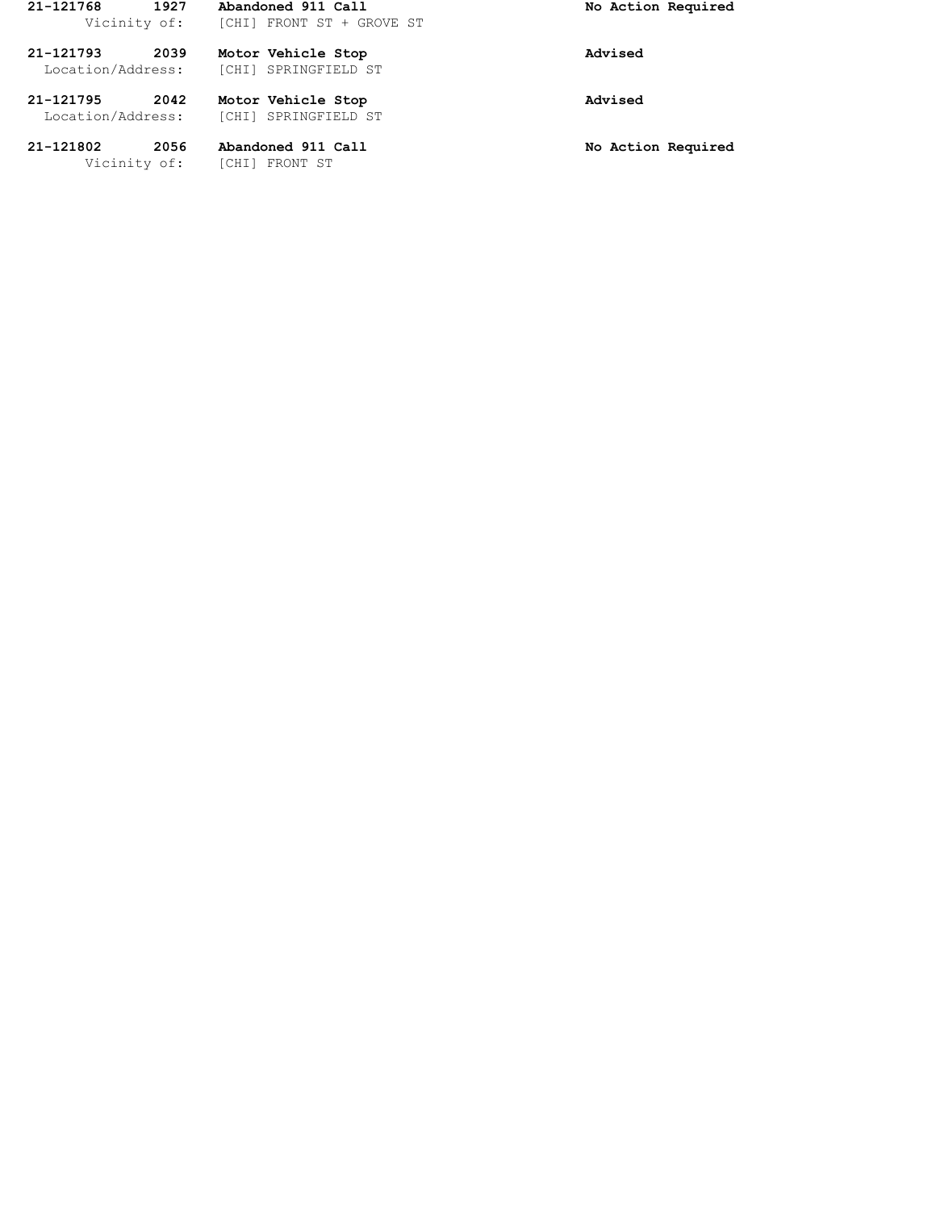**21-121768 1927 Abandoned 911 Call** **No Action Required**
Vicinity of: [CHI] FRONT ST + GROVE ST

**21-121793 2039 Motor Vehicle Stop** **Advised**
Location/Address: [CHI] SPRINGFIELD ST

**21-121795 2042 Motor Vehicle Stop** **Advised**
Location/Address: [CHI] SPRINGFIELD ST

**21-121802 2056 Abandoned 911 Call** **No Action Required**
Vicinity of: [CHI] FRONT ST